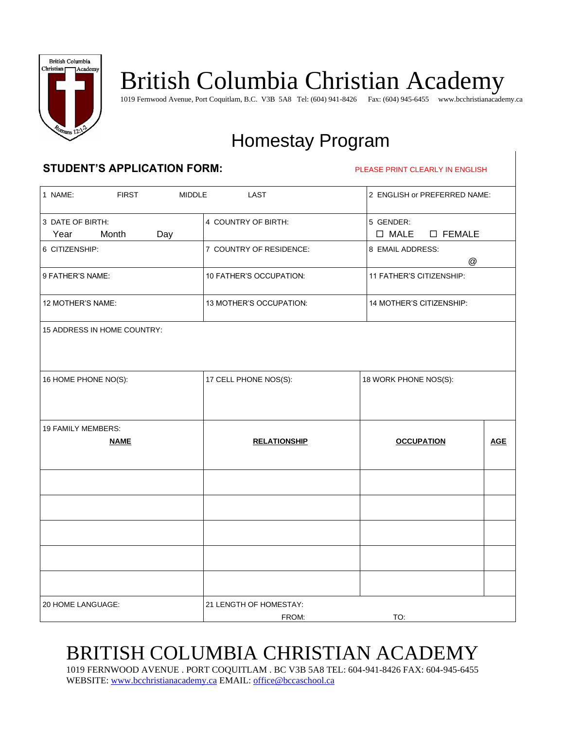# British Columbia Christian Academy

1019 Fernwood Avenue, Port Coquitlam, B.C. V3B 5A8 Tel: (604) 941-8426 Fax: (604) 945-6455 www.bcchristianacademy.ca

## Homestay Program

**STUDENT'S APPLICATION FORM:** PLEASE PRINT CLEARLY IN ENGLISH

| | | | |
|---|---|---|---|
| 1 NAME: FIRST MIDDLE LAST | | 2 ENGLISH or PREFERRED NAME: | |
| 3 DATE OF BIRTH: Year Month Day | 4 COUNTRY OF BIRTH: | 5 GENDER: ☐ MALE ☐ FEMALE | |
| 6 CITIZENSHIP: | 7 COUNTRY OF RESIDENCE: | 8 EMAIL ADDRESS: @ | |
| 9 FATHER'S NAME: | 10 FATHER'S OCCUPATION: | 11 FATHER'S CITIZENSHIP: | |
| 12 MOTHER'S NAME: | 13 MOTHER'S OCCUPATION: | 14 MOTHER'S CITIZENSHIP: | |
| 15 ADDRESS IN HOME COUNTRY: | | | |
| 16 HOME PHONE NO(S): | 17 CELL PHONE NOS(S): | 18 WORK PHONE NOS(S): | |
| 19 FAMILY MEMBERS: **NAME** | **RELATIONSHIP** | **OCCUPATION** | **AGE** |
| | | | |
| | | | |
| | | | |
| | | | |
| | | | |
| 20 HOME LANGUAGE: | 21 LENGTH OF HOMESTAY: FROM: TO: | | |

# BRITISH COLUMBIA CHRISTIAN ACADEMY

1019 FERNWOOD AVENUE . PORT COQUITLAM . BC V3B 5A8 TEL: 604-941-8426 FAX: 604-945-6455
WEBSITE: www.bcchristianacademy.ca EMAIL: office@bccaschool.ca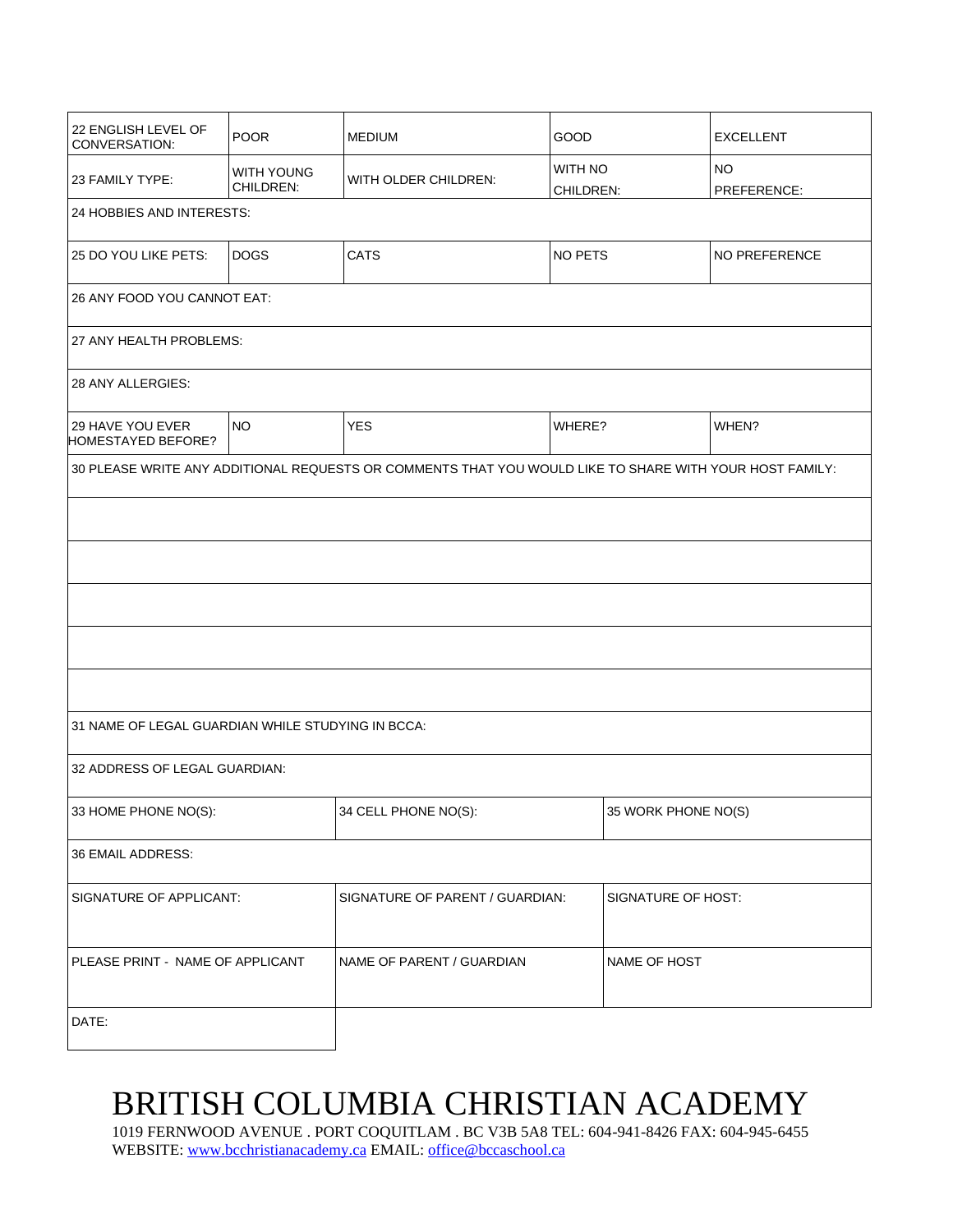| | | | | |
|---|---|---|---|---|
| 22 ENGLISH LEVEL OF CONVERSATION: | POOR | MEDIUM | GOOD | EXCELLENT |
| 23 FAMILY TYPE: | WITH YOUNG CHILDREN: | WITH OLDER CHILDREN: | WITH NO CHILDREN: | NO PREFERENCE: |
| 24 HOBBIES AND INTERESTS: | | | | |
| 25 DO YOU LIKE PETS: | DOGS | CATS | NO PETS | NO PREFERENCE |
| 26 ANY FOOD YOU CANNOT EAT: | | | | |
| 27 ANY HEALTH PROBLEMS: | | | | |
| 28 ANY ALLERGIES: | | | | |
| 29 HAVE YOU EVER HOMESTAYED BEFORE? | NO | YES | WHERE? | WHEN? |
| 30 PLEASE WRITE ANY ADDITIONAL REQUESTS OR COMMENTS THAT YOU WOULD LIKE TO SHARE WITH YOUR HOST FAMILY: | | | | |
| | | | | |
| | | | | |
| | | | | |
| | | | | |
| | | | | |
| 31 NAME OF LEGAL GUARDIAN WHILE STUDYING IN BCCA: | | | | |
| 32 ADDRESS OF LEGAL GUARDIAN: | | | | |

| | | |
|---|---|---|
| 33 HOME PHONE NO(S): | 34 CELL PHONE NO(S): | 35 WORK PHONE NO(S) |
| 36 EMAIL ADDRESS: | | |
| SIGNATURE OF APPLICANT: | SIGNATURE OF PARENT / GUARDIAN: | SIGNATURE OF HOST: |
| PLEASE PRINT - NAME OF APPLICANT | NAME OF PARENT / GUARDIAN | NAME OF HOST |
| DATE: | | |

# BRITISH COLUMBIA CHRISTIAN ACADEMY

1019 FERNWOOD AVENUE . PORT COQUITLAM . BC V3B 5A8 TEL: 604-941-8426 FAX: 604-945-6455
WEBSITE: www.bcchristianacademy.ca EMAIL: office@bccaschool.ca